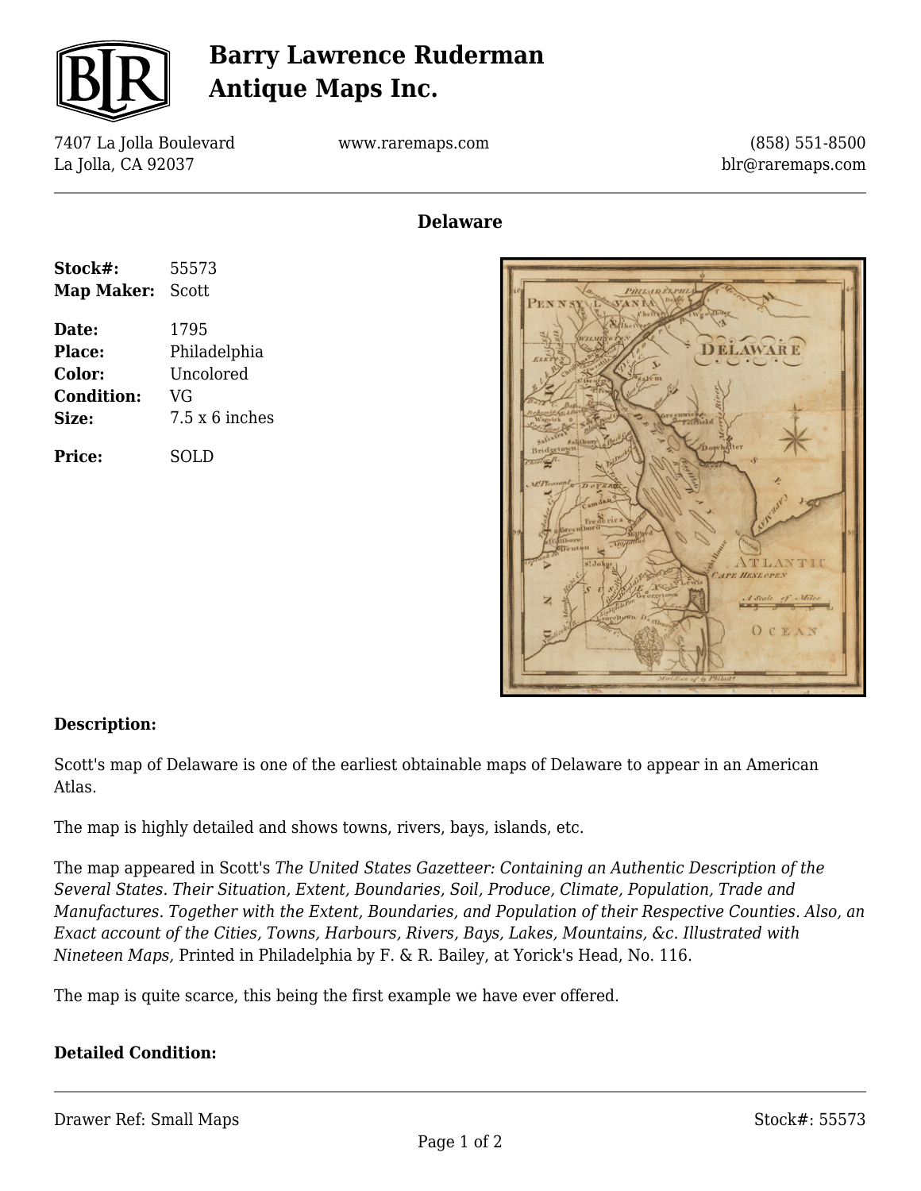# Barry Lawrence Ruderman Antique Maps Inc.

7407 La Jolla Boulevard
La Jolla, CA 92037

www.raremaps.com

(858) 551-8500
blr@raremaps.com

## Delaware

**Stock#:** 55573
**Map Maker:** Scott

**Date:** 1795
**Place:** Philadelphia
**Color:** Uncolored
**Condition:** VG
**Size:** 7.5 x 6 inches

**Price:** SOLD

**Description:**

Scott's map of Delaware is one of the earliest obtainable maps of Delaware to appear in an American Atlas.

The map is highly detailed and shows towns, rivers, bays, islands, etc.

The map appeared in Scott's *The United States Gazetteer: Containing an Authentic Description of the Several States. Their Situation, Extent, Boundaries, Soil, Produce, Climate, Population, Trade and Manufactures. Together with the Extent, Boundaries, and Population of their Respective Counties. Also, an Exact account of the Cities, Towns, Harbours, Rivers, Bays, Lakes, Mountains, &c. Illustrated with Nineteen Maps,* Printed in Philadelphia by F. & R. Bailey, at Yorick's Head, No. 116.

The map is quite scarce, this being the first example we have ever offered.

**Detailed Condition:**

Drawer Ref: Small Maps

Stock#: 55573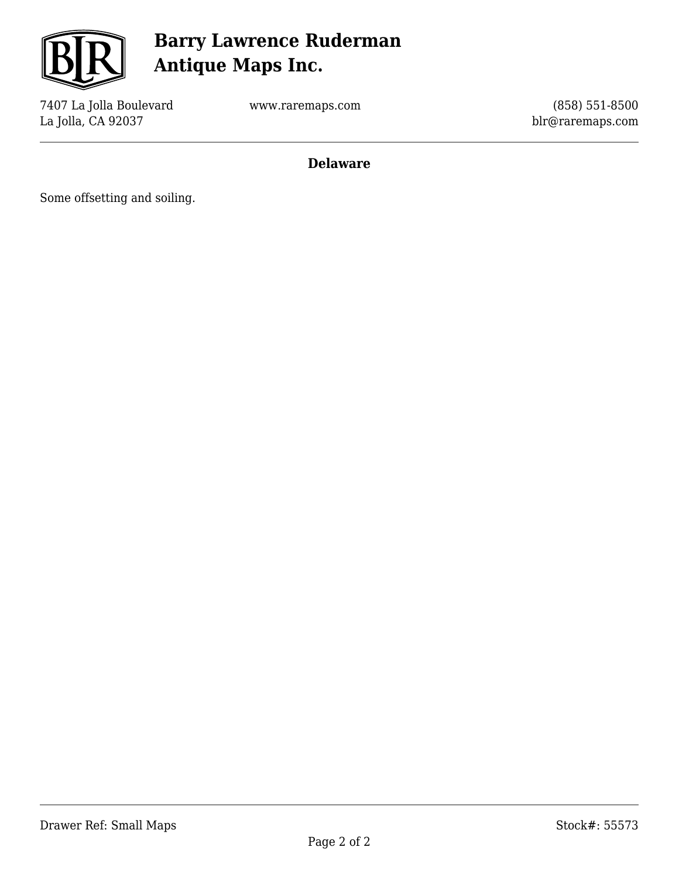# Delaware

Some offsetting and soiling.